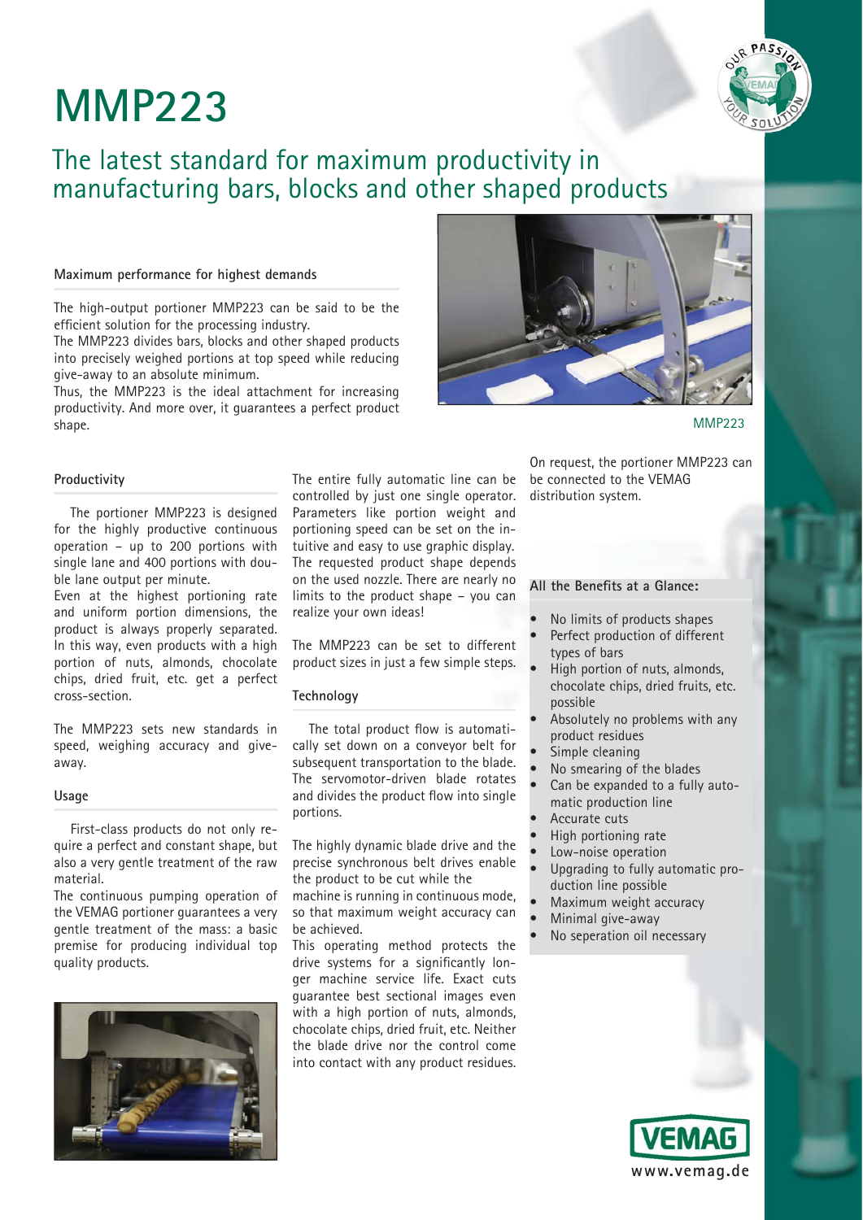# MMP223

## The latest standard for maximum productivity in manufacturing bars, blocks and other shaped products

### Maximum performance for highest demands

The high-output portioner MMP223 can be said to be the efficient solution for the processing industry.
The MMP223 divides bars, blocks and other shaped products into precisely weighed portions at top speed while reducing give-away to an absolute minimum.
Thus, the MMP223 is the ideal attachment for increasing productivity. And more over, it guarantees a perfect product shape.

MMP223

### Productivity

The portioner MMP223 is designed for the highly productive continuous operation – up to 200 portions with single lane and 400 portions with double lane output per minute.
Even at the highest portioning rate and uniform portion dimensions, the product is always properly separated. In this way, even products with a high portion of nuts, almonds, chocolate chips, dried fruit, etc. get a perfect cross-section.

The MMP223 sets new standards in speed, weighing accuracy and give-away.

### Usage

First-class products do not only require a perfect and constant shape, but also a very gentle treatment of the raw material.
The continuous pumping operation of the VEMAG portioner guarantees a very gentle treatment of the mass: a basic premise for producing individual top quality products.

The entire fully automatic line can be controlled by just one single operator. Parameters like portion weight and portioning speed can be set on the intuitive and easy to use graphic display. The requested product shape depends on the used nozzle. There are nearly no limits to the product shape – you can realize your own ideas!

The MMP223 can be set to different product sizes in just a few simple steps.

### Technology

The total product flow is automatically set down on a conveyor belt for subsequent transportation to the blade. The servomotor-driven blade rotates and divides the product flow into single portions.

The highly dynamic blade drive and the precise synchronous belt drives enable the product to be cut while the machine is running in continuous mode, so that maximum weight accuracy can be achieved.
This operating method protects the drive systems for a significantly longer machine service life. Exact cuts guarantee best sectional images even with a high portion of nuts, almonds, chocolate chips, dried fruit, etc. Neither the blade drive nor the control come into contact with any product residues.

On request, the portioner MMP223 can be connected to the VEMAG distribution system.

### All the Benefits at a Glance:

- No limits of products shapes
- Perfect production of different types of bars
- High portion of nuts, almonds, chocolate chips, dried fruits, etc. possible
- Absolutely no problems with any product residues
- Simple cleaning
- No smearing of the blades
- Can be expanded to a fully automatic production line
- Accurate cuts
- High portioning rate
- Low-noise operation
- Upgrading to fully automatic production line possible
- Maximum weight accuracy
- Minimal give-away
- No seperation oil necessary

VEMAG
www.vemag.de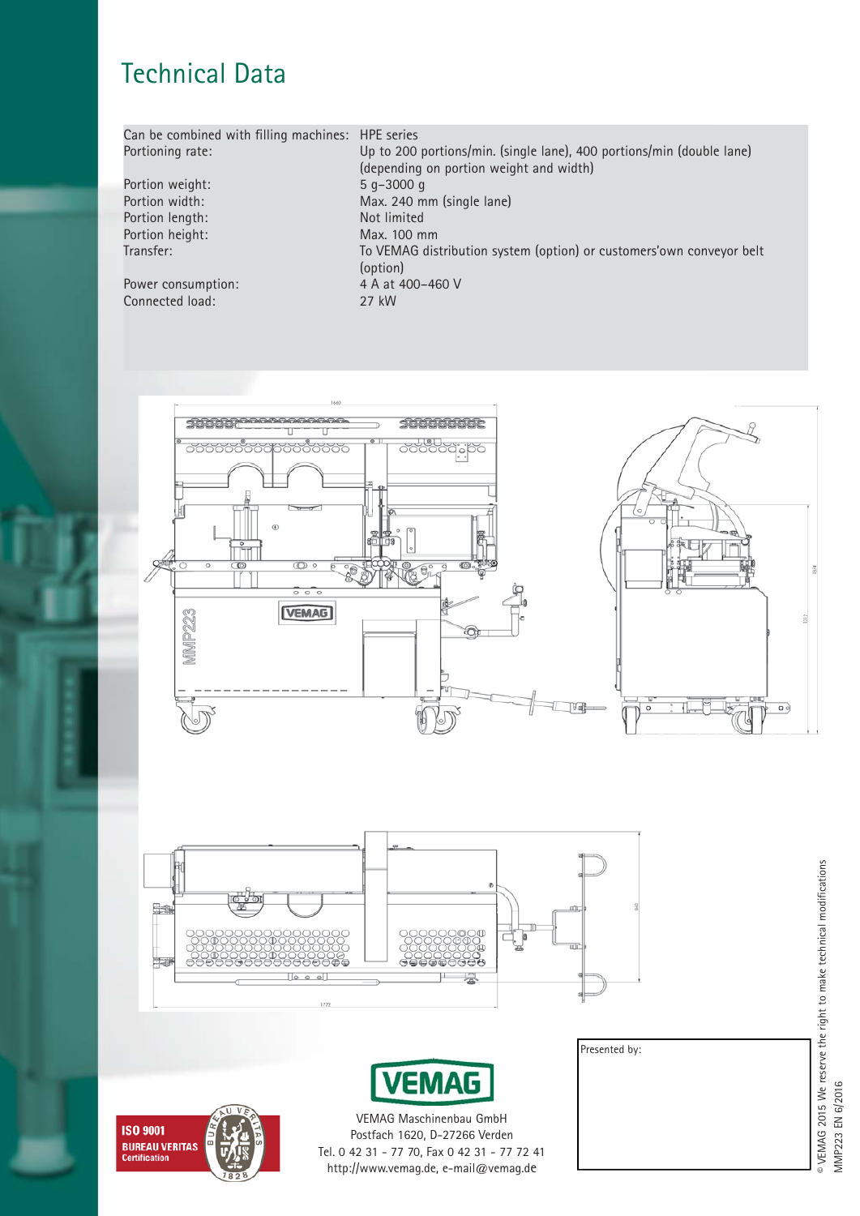# Technical Data

| | |
|---|---|
| Can be combined with filling machines: | HPE series |
| Portioning rate: | Up to 200 portions/min. (single lane), 400 portions/min (double lane) (depending on portion weight and width) |
| Portion weight: | 5 g–3000 g |
| Portion width: | Max. 240 mm (single lane) |
| Portion length: | Not limited |
| Portion height: | Max. 100 mm |
| Transfer: | To VEMAG distribution system (option) or customers'own conveyor belt (option) |
| Power consumption: | 4 A at 400–460 V |
| Connected load: | 27 kW |

1640

MMP223

VEMAG

1934

1317

1772

840

ISO 9001
BUREAU VERITAS
Certification
1828

VEMAG

VEMAG Maschinenbau GmbH
Postfach 1620, D-27266 Verden
Tel. 0 42 31 - 77 70, Fax 0 42 31 - 77 72 41
http://www.vemag.de, e-mail@vemag.de

Presented by:

© VEMAG 2015 We reserve the right to make technical modifications
MMP223 EN 6/2016